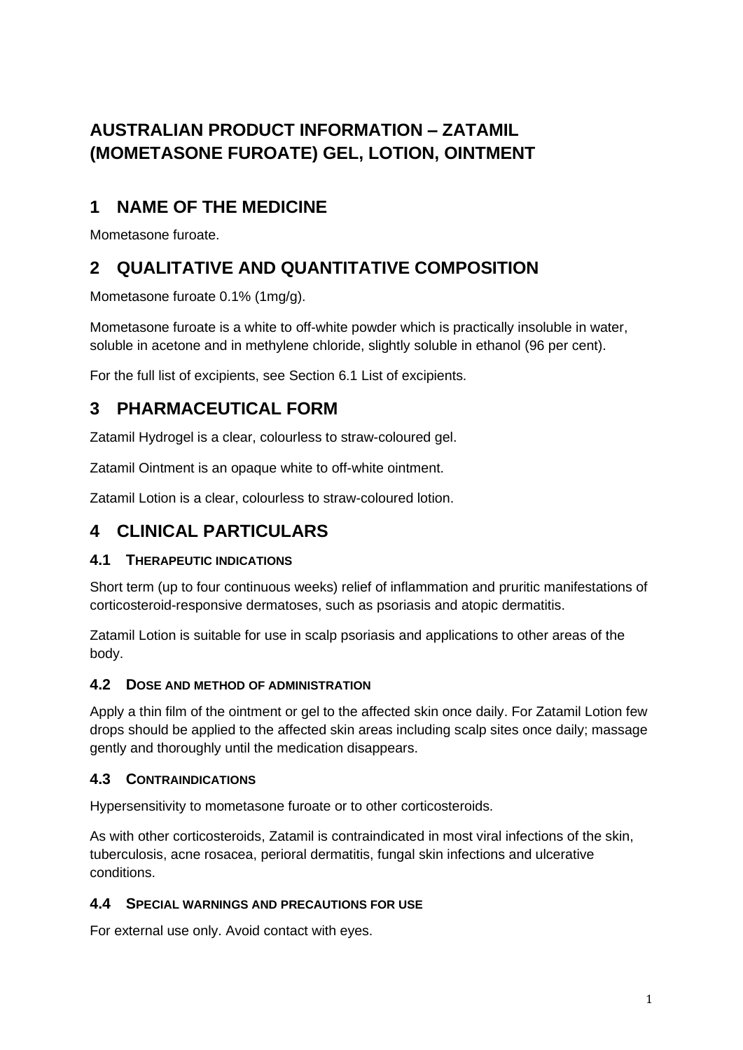# AUSTRALIAN PRODUCT INFORMATION – ZATAMIL (MOMETASONE FUROATE) GEL, LOTION, OINTMENT

## 1 NAME OF THE MEDICINE

Mometasone furoate.

## 2 QUALITATIVE AND QUANTITATIVE COMPOSITION

Mometasone furoate 0.1% (1mg/g).

Mometasone furoate is a white to off-white powder which is practically insoluble in water, soluble in acetone and in methylene chloride, slightly soluble in ethanol (96 per cent).

For the full list of excipients, see Section 6.1 List of excipients.

## 3 PHARMACEUTICAL FORM

Zatamil Hydrogel is a clear, colourless to straw-coloured gel.

Zatamil Ointment is an opaque white to off-white ointment.

Zatamil Lotion is a clear, colourless to straw-coloured lotion.

## 4 CLINICAL PARTICULARS

### 4.1 THERAPEUTIC INDICATIONS

Short term (up to four continuous weeks) relief of inflammation and pruritic manifestations of corticosteroid-responsive dermatoses, such as psoriasis and atopic dermatitis.

Zatamil Lotion is suitable for use in scalp psoriasis and applications to other areas of the body.

### 4.2 DOSE AND METHOD OF ADMINISTRATION

Apply a thin film of the ointment or gel to the affected skin once daily. For Zatamil Lotion few drops should be applied to the affected skin areas including scalp sites once daily; massage gently and thoroughly until the medication disappears.

### 4.3 CONTRAINDICATIONS

Hypersensitivity to mometasone furoate or to other corticosteroids.

As with other corticosteroids, Zatamil is contraindicated in most viral infections of the skin, tuberculosis, acne rosacea, perioral dermatitis, fungal skin infections and ulcerative conditions.

### 4.4 SPECIAL WARNINGS AND PRECAUTIONS FOR USE

For external use only. Avoid contact with eyes.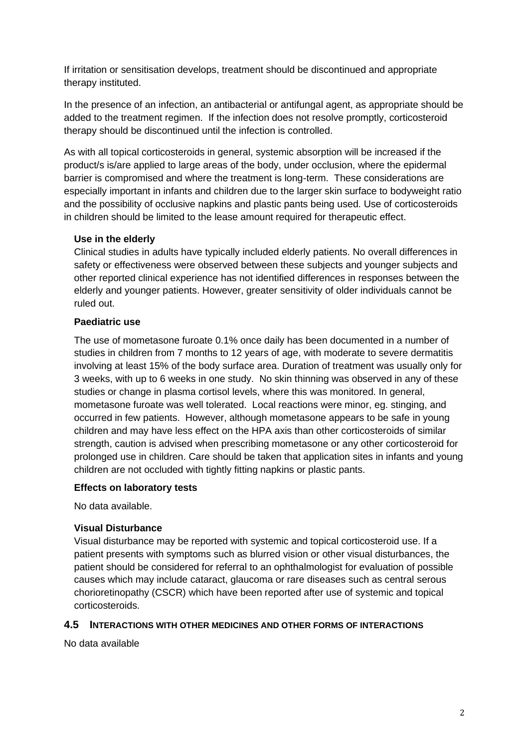If irritation or sensitisation develops, treatment should be discontinued and appropriate therapy instituted.

In the presence of an infection, an antibacterial or antifungal agent, as appropriate should be added to the treatment regimen. If the infection does not resolve promptly, corticosteroid therapy should be discontinued until the infection is controlled.

As with all topical corticosteroids in general, systemic absorption will be increased if the product/s is/are applied to large areas of the body, under occlusion, where the epidermal barrier is compromised and where the treatment is long-term. These considerations are especially important in infants and children due to the larger skin surface to bodyweight ratio and the possibility of occlusive napkins and plastic pants being used. Use of corticosteroids in children should be limited to the lease amount required for therapeutic effect.

**Use in the elderly**

Clinical studies in adults have typically included elderly patients. No overall differences in safety or effectiveness were observed between these subjects and younger subjects and other reported clinical experience has not identified differences in responses between the elderly and younger patients. However, greater sensitivity of older individuals cannot be ruled out.

**Paediatric use**

The use of mometasone furoate 0.1% once daily has been documented in a number of studies in children from 7 months to 12 years of age, with moderate to severe dermatitis involving at least 15% of the body surface area. Duration of treatment was usually only for 3 weeks, with up to 6 weeks in one study. No skin thinning was observed in any of these studies or change in plasma cortisol levels, where this was monitored. In general, mometasone furoate was well tolerated. Local reactions were minor, eg. stinging, and occurred in few patients. However, although mometasone appears to be safe in young children and may have less effect on the HPA axis than other corticosteroids of similar strength, caution is advised when prescribing mometasone or any other corticosteroid for prolonged use in children. Care should be taken that application sites in infants and young children are not occluded with tightly fitting napkins or plastic pants.

**Effects on laboratory tests**

No data available.

**Visual Disturbance**

Visual disturbance may be reported with systemic and topical corticosteroid use. If a patient presents with symptoms such as blurred vision or other visual disturbances, the patient should be considered for referral to an ophthalmologist for evaluation of possible causes which may include cataract, glaucoma or rare diseases such as central serous chorioretinopathy (CSCR) which have been reported after use of systemic and topical corticosteroids.

## 4.5 Interactions with other medicines and other forms of interactions

No data available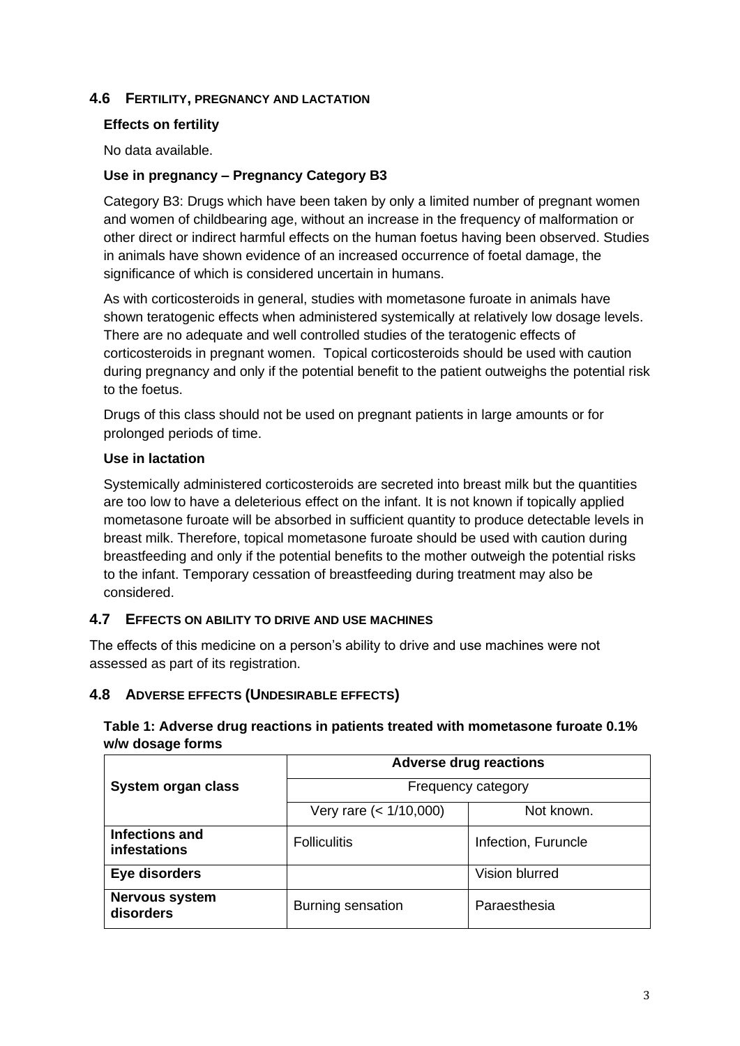## 4.6 Fertility, pregnancy and lactation

### Effects on fertility

No data available.

### Use in pregnancy – Pregnancy Category B3

Category B3: Drugs which have been taken by only a limited number of pregnant women and women of childbearing age, without an increase in the frequency of malformation or other direct or indirect harmful effects on the human foetus having been observed. Studies in animals have shown evidence of an increased occurrence of foetal damage, the significance of which is considered uncertain in humans.

As with corticosteroids in general, studies with mometasone furoate in animals have shown teratogenic effects when administered systemically at relatively low dosage levels. There are no adequate and well controlled studies of the teratogenic effects of corticosteroids in pregnant women. Topical corticosteroids should be used with caution during pregnancy and only if the potential benefit to the patient outweighs the potential risk to the foetus.

Drugs of this class should not be used on pregnant patients in large amounts or for prolonged periods of time.

### Use in lactation

Systemically administered corticosteroids are secreted into breast milk but the quantities are too low to have a deleterious effect on the infant. It is not known if topically applied mometasone furoate will be absorbed in sufficient quantity to produce detectable levels in breast milk. Therefore, topical mometasone furoate should be used with caution during breastfeeding and only if the potential benefits to the mother outweigh the potential risks to the infant. Temporary cessation of breastfeeding during treatment may also be considered.

## 4.7 Effects on ability to drive and use machines

The effects of this medicine on a person's ability to drive and use machines were not assessed as part of its registration.

## 4.8 Adverse effects (Undesirable effects)

**Table 1: Adverse drug reactions in patients treated with mometasone furoate 0.1% w/w dosage forms**

| System organ class | Adverse drug reactions | |
|---|---|---|
| | Frequency category | |
| | Very rare (< 1/10,000) | Not known. |
| **Infections and infestations** | Folliculitis | Infection, Furuncle |
| **Eye disorders** | | Vision blurred |
| **Nervous system disorders** | Burning sensation | Paraesthesia |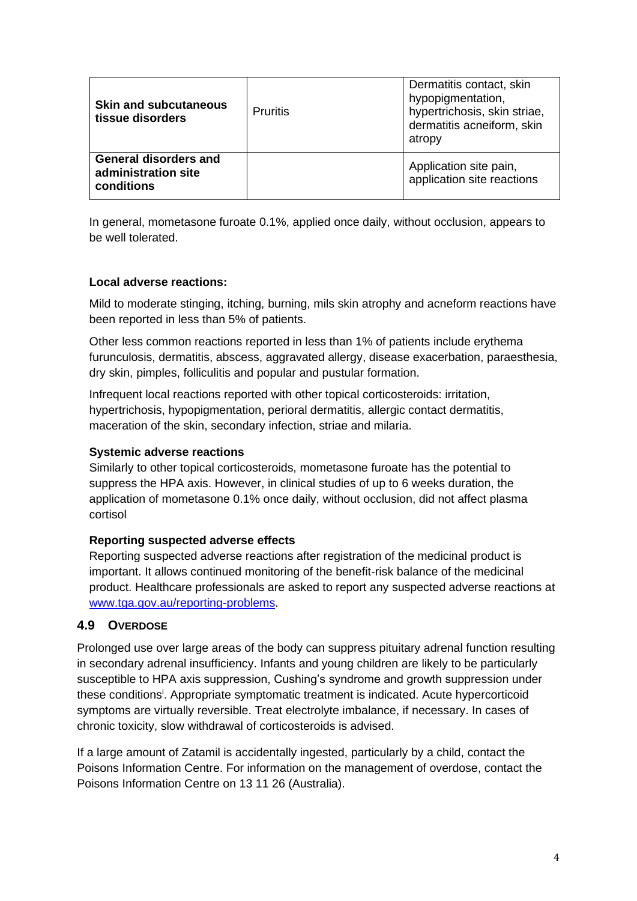| | | |
|---|---|---|
| **Skin and subcutaneous tissue disorders** | Pruritis | Dermatitis contact, skin hypopigmentation, hypertrichosis, skin striae, dermatitis acneiform, skin atropy |
| **General disorders and administration site conditions** | | Application site pain, application site reactions |

In general, mometasone furoate 0.1%, applied once daily, without occlusion, appears to be well tolerated.

**Local adverse reactions:**

Mild to moderate stinging, itching, burning, mils skin atrophy and acneform reactions have been reported in less than 5% of patients.

Other less common reactions reported in less than 1% of patients include erythema furunculosis, dermatitis, abscess, aggravated allergy, disease exacerbation, paraesthesia, dry skin, pimples, folliculitis and popular and pustular formation.

Infrequent local reactions reported with other topical corticosteroids: irritation, hypertrichosis, hypopigmentation, perioral dermatitis, allergic contact dermatitis, maceration of the skin, secondary infection, striae and milaria.

**Systemic adverse reactions**

Similarly to other topical corticosteroids, mometasone furoate has the potential to suppress the HPA axis. However, in clinical studies of up to 6 weeks duration, the application of mometasone 0.1% once daily, without occlusion, did not affect plasma cortisol

**Reporting suspected adverse effects**

Reporting suspected adverse reactions after registration of the medicinal product is important. It allows continued monitoring of the benefit-risk balance of the medicinal product. Healthcare professionals are asked to report any suspected adverse reactions at www.tga.gov.au/reporting-problems.

## 4.9 Overdose

Prolonged use over large areas of the body can suppress pituitary adrenal function resulting in secondary adrenal insufficiency. Infants and young children are likely to be particularly susceptible to HPA axis suppression, Cushing's syndrome and growth suppression under these conditions[i]. Appropriate symptomatic treatment is indicated. Acute hypercorticoid symptoms are virtually reversible. Treat electrolyte imbalance, if necessary. In cases of chronic toxicity, slow withdrawal of corticosteroids is advised.

If a large amount of Zatamil is accidentally ingested, particularly by a child, contact the Poisons Information Centre. For information on the management of overdose, contact the Poisons Information Centre on 13 11 26 (Australia).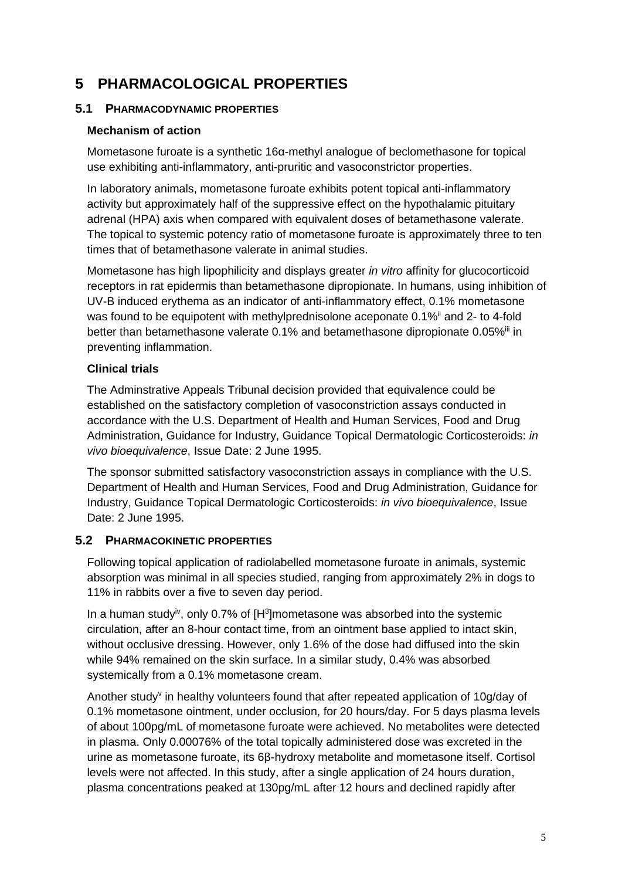# 5 PHARMACOLOGICAL PROPERTIES

## 5.1 PHARMACODYNAMIC PROPERTIES

### Mechanism of action

Mometasone furoate is a synthetic 16α-methyl analogue of beclomethasone for topical use exhibiting anti-inflammatory, anti-pruritic and vasoconstrictor properties.

In laboratory animals, mometasone furoate exhibits potent topical anti-inflammatory activity but approximately half of the suppressive effect on the hypothalamic pituitary adrenal (HPA) axis when compared with equivalent doses of betamethasone valerate. The topical to systemic potency ratio of mometasone furoate is approximately three to ten times that of betamethasone valerate in animal studies.

Mometasone has high lipophilicity and displays greater *in vitro* affinity for glucocorticoid receptors in rat epidermis than betamethasone dipropionate. In humans, using inhibition of UV-B induced erythema as an indicator of anti-inflammatory effect, 0.1% mometasone was found to be equipotent with methylprednisolone aceponate 0.1%[ii] and 2- to 4-fold better than betamethasone valerate 0.1% and betamethasone dipropionate 0.05%[iii] in preventing inflammation.

### Clinical trials

The Adminstrative Appeals Tribunal decision provided that equivalence could be established on the satisfactory completion of vasoconstriction assays conducted in accordance with the U.S. Department of Health and Human Services, Food and Drug Administration, Guidance for Industry, Guidance Topical Dermatologic Corticosteroids: *in vivo bioequivalence*, Issue Date: 2 June 1995.

The sponsor submitted satisfactory vasoconstriction assays in compliance with the U.S. Department of Health and Human Services, Food and Drug Administration, Guidance for Industry, Guidance Topical Dermatologic Corticosteroids: *in vivo bioequivalence*, Issue Date: 2 June 1995.

## 5.2 PHARMACOKINETIC PROPERTIES

Following topical application of radiolabelled mometasone furoate in animals, systemic absorption was minimal in all species studied, ranging from approximately 2% in dogs to 11% in rabbits over a five to seven day period.

In a human study[iv], only 0.7% of [$H^3$]mometasone was absorbed into the systemic circulation, after an 8-hour contact time, from an ointment base applied to intact skin, without occlusive dressing. However, only 1.6% of the dose had diffused into the skin while 94% remained on the skin surface. In a similar study, 0.4% was absorbed systemically from a 0.1% mometasone cream.

Another study[v] in healthy volunteers found that after repeated application of 10g/day of 0.1% mometasone ointment, under occlusion, for 20 hours/day. For 5 days plasma levels of about 100pg/mL of mometasone furoate were achieved. No metabolites were detected in plasma. Only 0.00076% of the total topically administered dose was excreted in the urine as mometasone furoate, its 6β-hydroxy metabolite and mometasone itself. Cortisol levels were not affected. In this study, after a single application of 24 hours duration, plasma concentrations peaked at 130pg/mL after 12 hours and declined rapidly after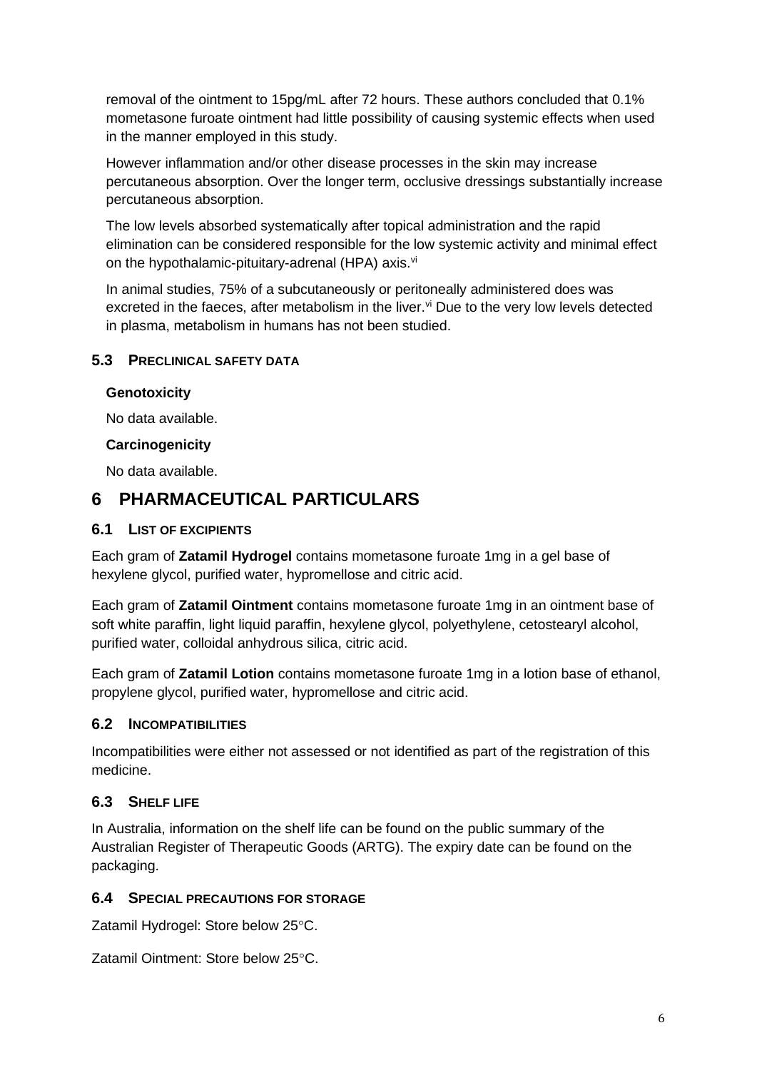removal of the ointment to 15pg/mL after 72 hours. These authors concluded that 0.1% mometasone furoate ointment had little possibility of causing systemic effects when used in the manner employed in this study.

However inflammation and/or other disease processes in the skin may increase percutaneous absorption. Over the longer term, occlusive dressings substantially increase percutaneous absorption.

The low levels absorbed systematically after topical administration and the rapid elimination can be considered responsible for the low systemic activity and minimal effect on the hypothalamic-pituitary-adrenal (HPA) axis.[vi]

In animal studies, 75% of a subcutaneously or peritoneally administered does was excreted in the faeces, after metabolism in the liver.[vi] Due to the very low levels detected in plasma, metabolism in humans has not been studied.

### 5.3 PRECLINICAL SAFETY DATA

**Genotoxicity**

No data available.

**Carcinogenicity**

No data available.

# 6 PHARMACEUTICAL PARTICULARS

### 6.1 LIST OF EXCIPIENTS

Each gram of **Zatamil Hydrogel** contains mometasone furoate 1mg in a gel base of hexylene glycol, purified water, hypromellose and citric acid.

Each gram of **Zatamil Ointment** contains mometasone furoate 1mg in an ointment base of soft white paraffin, light liquid paraffin, hexylene glycol, polyethylene, cetostearyl alcohol, purified water, colloidal anhydrous silica, citric acid.

Each gram of **Zatamil Lotion** contains mometasone furoate 1mg in a lotion base of ethanol, propylene glycol, purified water, hypromellose and citric acid.

### 6.2 INCOMPATIBILITIES

Incompatibilities were either not assessed or not identified as part of the registration of this medicine.

### 6.3 SHELF LIFE

In Australia, information on the shelf life can be found on the public summary of the Australian Register of Therapeutic Goods (ARTG). The expiry date can be found on the packaging.

### 6.4 SPECIAL PRECAUTIONS FOR STORAGE

Zatamil Hydrogel: Store below 25°C.

Zatamil Ointment: Store below 25°C.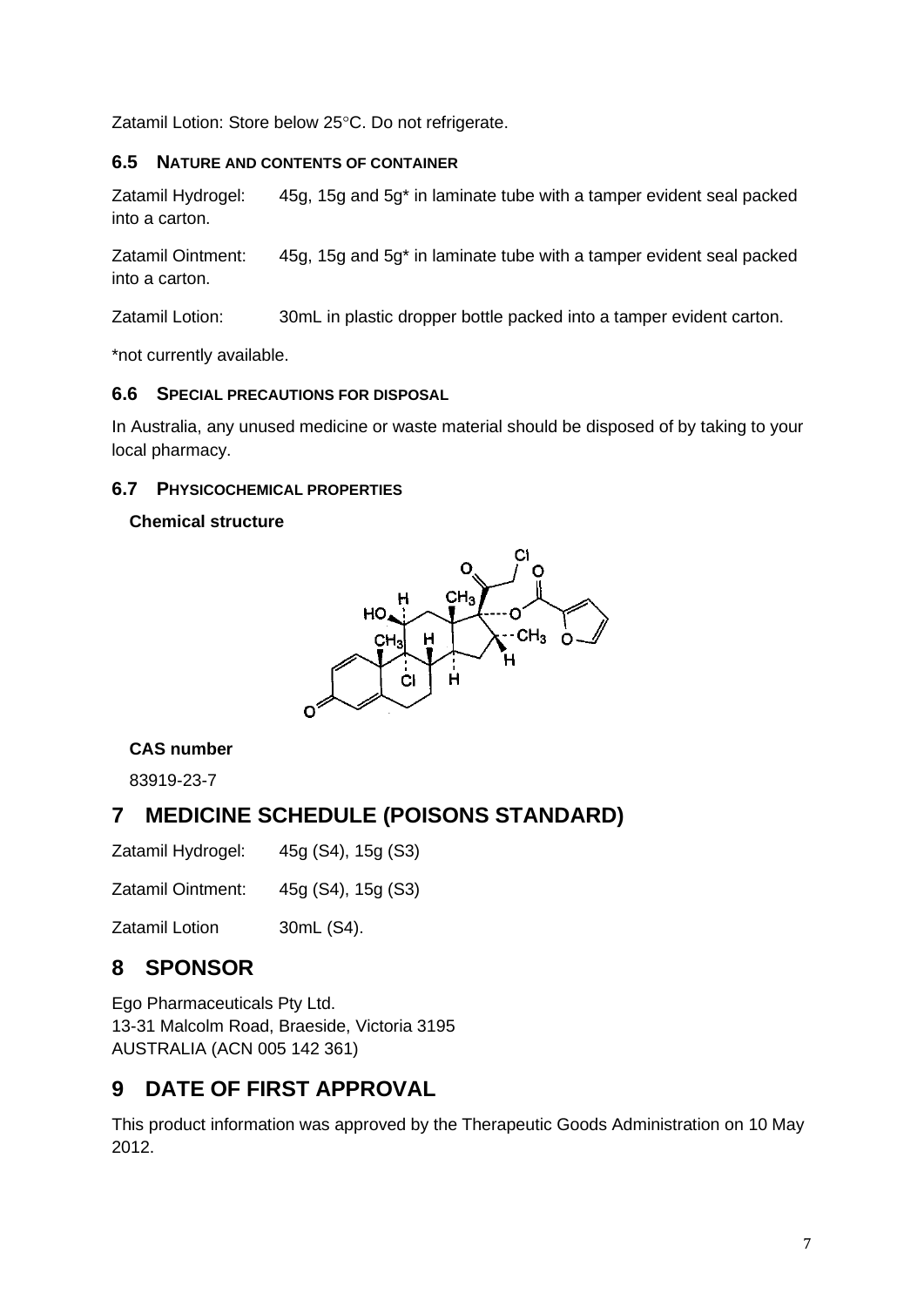Zatamil Lotion: Store below 25°C. Do not refrigerate.

### 6.5 NATURE AND CONTENTS OF CONTAINER

Zatamil Hydrogel: 45g, 15g and 5g* in laminate tube with a tamper evident seal packed into a carton.

Zatamil Ointment: 45g, 15g and 5g* in laminate tube with a tamper evident seal packed into a carton.

Zatamil Lotion: 30mL in plastic dropper bottle packed into a tamper evident carton.

*not currently available.

### 6.6 SPECIAL PRECAUTIONS FOR DISPOSAL

In Australia, any unused medicine or waste material should be disposed of by taking to your local pharmacy.

### 6.7 PHYSICOCHEMICAL PROPERTIES

**Chemical structure**

**CAS number**

83919-23-7

## 7 MEDICINE SCHEDULE (POISONS STANDARD)

Zatamil Hydrogel: 45g (S4), 15g (S3)

Zatamil Ointment: 45g (S4), 15g (S3)

Zatamil Lotion 30mL (S4).

## 8 SPONSOR

Ego Pharmaceuticals Pty Ltd.
13-31 Malcolm Road, Braeside, Victoria 3195
AUSTRALIA (ACN 005 142 361)

## 9 DATE OF FIRST APPROVAL

This product information was approved by the Therapeutic Goods Administration on 10 May 2012.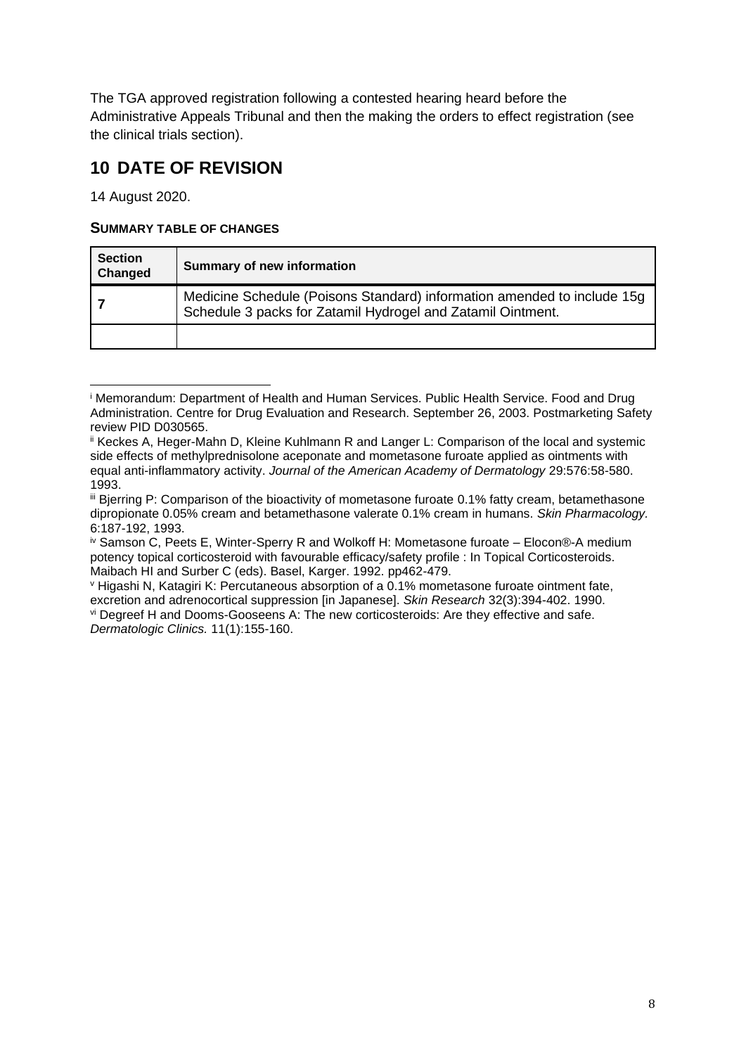The TGA approved registration following a contested hearing heard before the Administrative Appeals Tribunal and then the making the orders to effect registration (see the clinical trials section).

## 10 DATE OF REVISION

14 August 2020.

#### SUMMARY TABLE OF CHANGES

| Section Changed | Summary of new information |
| --- | --- |
| **7** | Medicine Schedule (Poisons Standard) information amended to include 15g Schedule 3 packs for Zatamil Hydrogel and Zatamil Ointment. |
| | |

---

[i] Memorandum: Department of Health and Human Services. Public Health Service. Food and Drug Administration. Centre for Drug Evaluation and Research. September 26, 2003. Postmarketing Safety review PID D030565.

[ii] Keckes A, Heger-Mahn D, Kleine Kuhlmann R and Langer L: Comparison of the local and systemic side effects of methylprednisolone aceponate and mometasone furoate applied as ointments with equal anti-inflammatory activity. *Journal of the American Academy of Dermatology* 29:576:58-580. 1993.

[iii] Bjerring P: Comparison of the bioactivity of mometasone furoate 0.1% fatty cream, betamethasone dipropionate 0.05% cream and betamethasone valerate 0.1% cream in humans. *Skin Pharmacology.* 6:187-192, 1993.

[iv] Samson C, Peets E, Winter-Sperry R and Wolkoff H: Mometasone furoate – Elocon®-A medium potency topical corticosteroid with favourable efficacy/safety profile : In Topical Corticosteroids. Maibach HI and Surber C (eds). Basel, Karger. 1992. pp462-479.

[v] Higashi N, Katagiri K: Percutaneous absorption of a 0.1% mometasone furoate ointment fate, excretion and adrenocortical suppression [in Japanese]. *Skin Research* 32(3):394-402. 1990.

[vi] Degreef H and Dooms-Gooseens A: The new corticosteroids: Are they effective and safe. *Dermatologic Clinics.* 11(1):155-160.